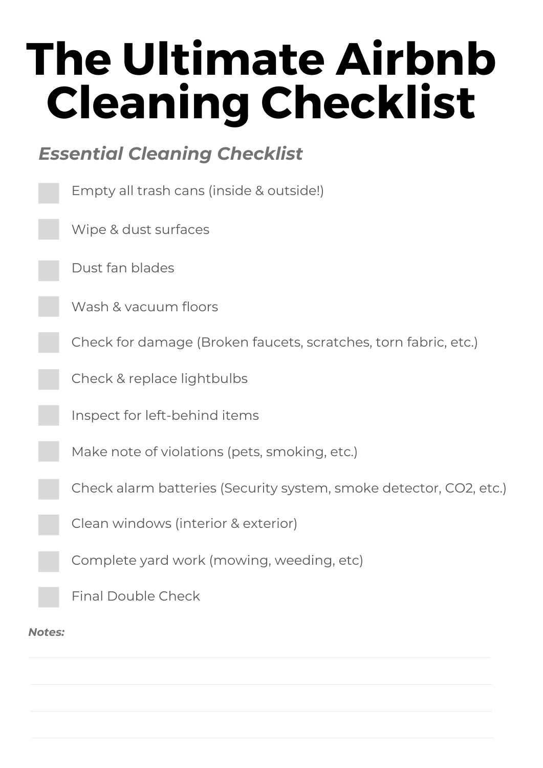# The Ultimate Airbnb Cleaning Checklist

## *Essential Cleaning Checklist*

- [ ] Empty all trash cans (inside & outside!)
- [ ] Wipe & dust surfaces
- [ ] Dust fan blades
- [ ] Wash & vacuum floors
- [ ] Check for damage (Broken faucets, scratches, torn fabric, etc.)
- [ ] Check & replace lightbulbs
- [ ] Inspect for left-behind items
- [ ] Make note of violations (pets, smoking, etc.)
- [ ] Check alarm batteries (Security system, smoke detector, $CO_2$, etc.)
- [ ] Clean windows (interior & exterior)
- [ ] Complete yard work (mowing, weeding, etc)
- [ ] Final Double Check

***Notes:***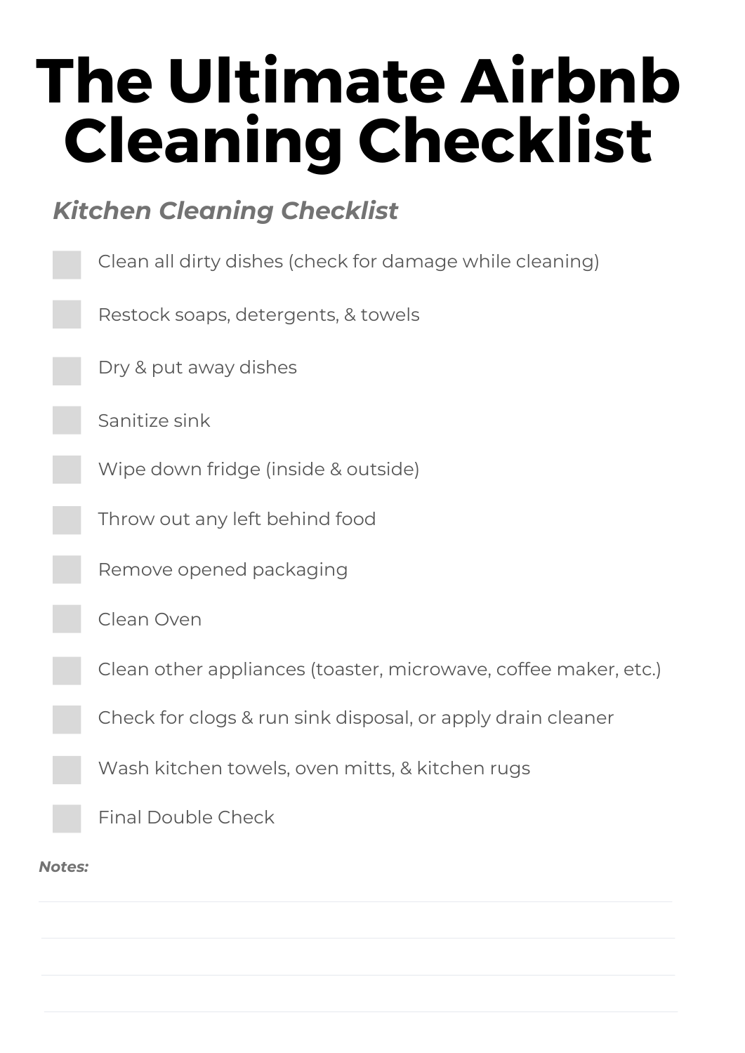# The Ultimate Airbnb Cleaning Checklist

### *Kitchen Cleaning Checklist*

- [ ] Clean all dirty dishes (check for damage while cleaning)
- [ ] Restock soaps, detergents, & towels
- [ ] Dry & put away dishes
- [ ] Sanitize sink
- [ ] Wipe down fridge (inside & outside)
- [ ] Throw out any left behind food
- [ ] Remove opened packaging
- [ ] Clean Oven
- [ ] Clean other appliances (toaster, microwave, coffee maker, etc.)
- [ ] Check for clogs & run sink disposal, or apply drain cleaner
- [ ] Wash kitchen towels, oven mitts, & kitchen rugs
- [ ] Final Double Check

***Notes:***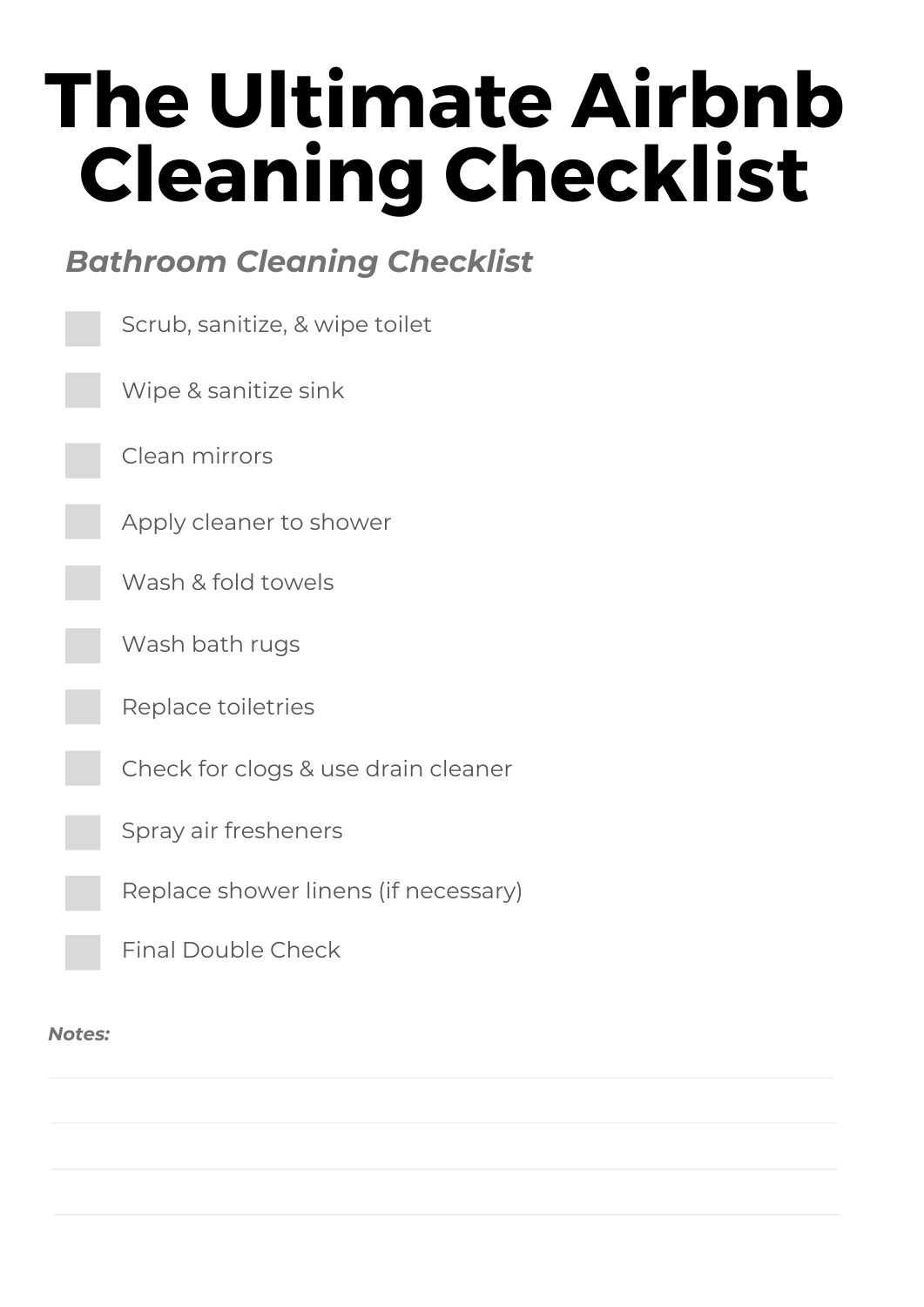# The Ultimate Airbnb Cleaning Checklist

## *Bathroom Cleaning Checklist*

- [ ] Scrub, sanitize, & wipe toilet
- [ ] Wipe & sanitize sink
- [ ] Clean mirrors
- [ ] Apply cleaner to shower
- [ ] Wash & fold towels
- [ ] Wash bath rugs
- [ ] Replace toiletries
- [ ] Check for clogs & use drain cleaner
- [ ] Spray air fresheners
- [ ] Replace shower linens (if necessary)
- [ ] Final Double Check

***Notes:***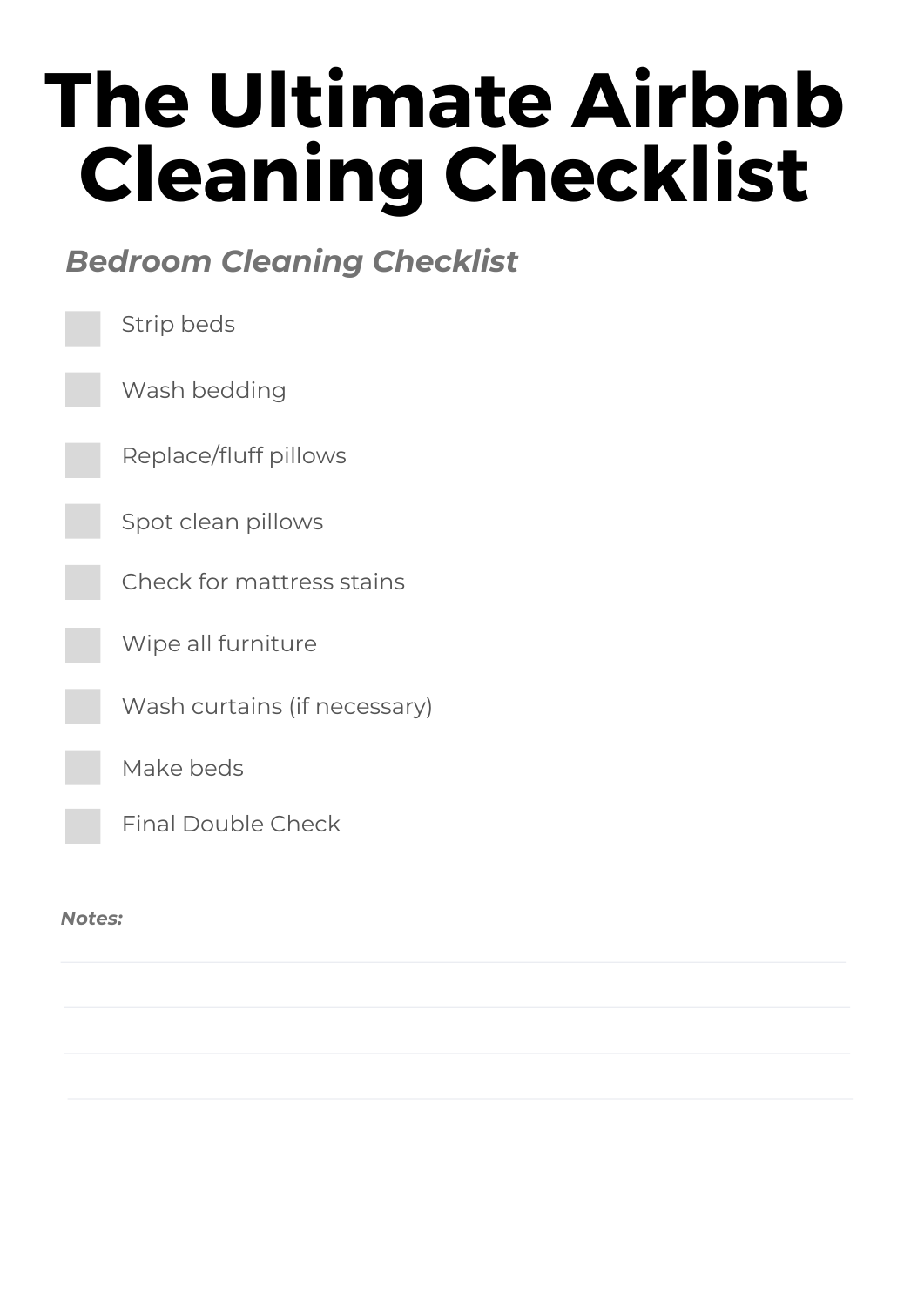# The Ultimate Airbnb Cleaning Checklist

### *Bedroom Cleaning Checklist*

- [ ] Strip beds
- [ ] Wash bedding
- [ ] Replace/fluff pillows
- [ ] Spot clean pillows
- [ ] Check for mattress stains
- [ ] Wipe all furniture
- [ ] Wash curtains (if necessary)
- [ ] Make beds
- [ ] Final Double Check

***Notes:***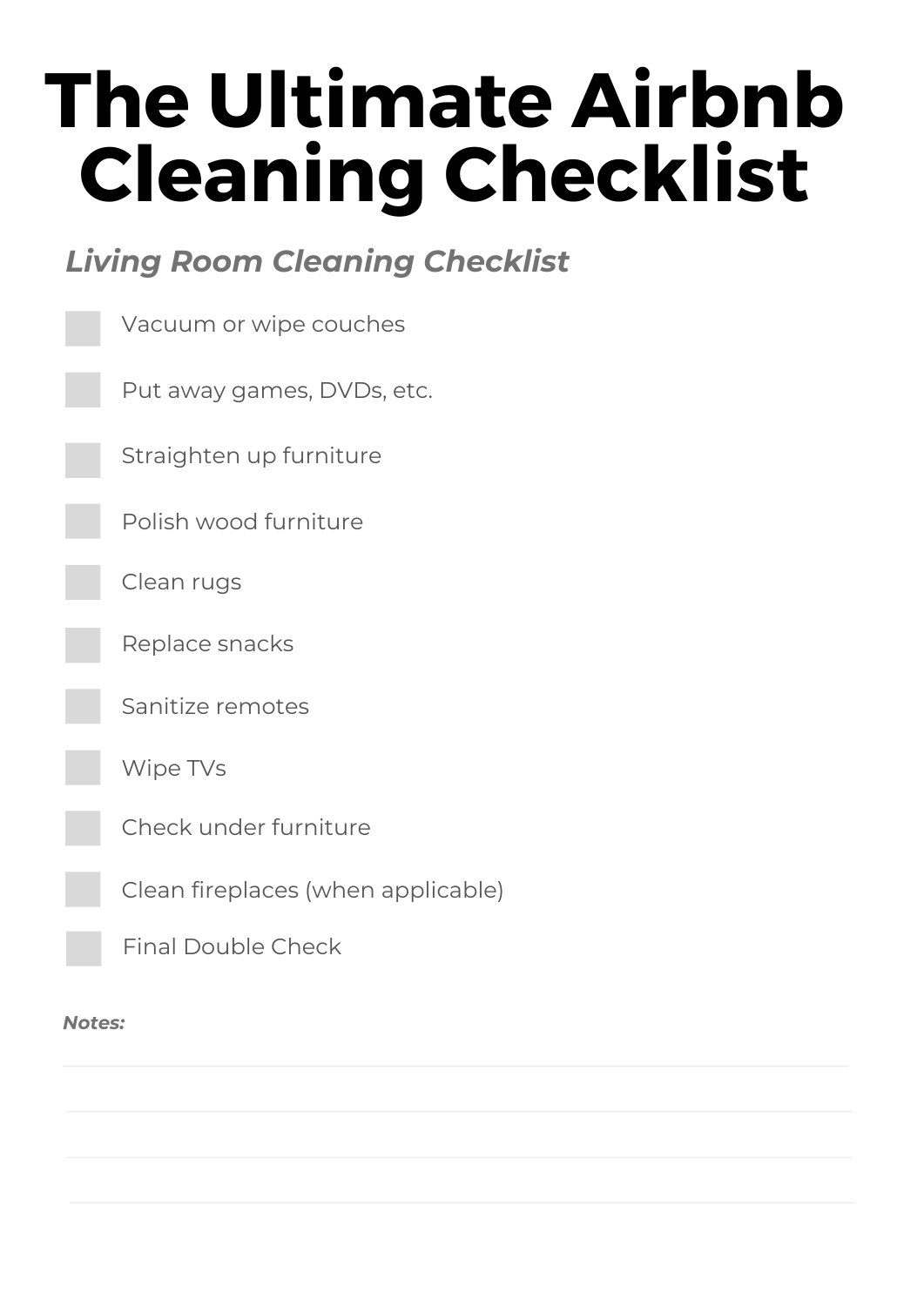# The Ultimate Airbnb Cleaning Checklist

### *Living Room Cleaning Checklist*

- [ ] Vacuum or wipe couches
- [ ] Put away games, DVDs, etc.
- [ ] Straighten up furniture
- [ ] Polish wood furniture
- [ ] Clean rugs
- [ ] Replace snacks
- [ ] Sanitize remotes
- [ ] Wipe TVs
- [ ] Check under furniture
- [ ] Clean fireplaces (when applicable)
- [ ] Final Double Check

***Notes:***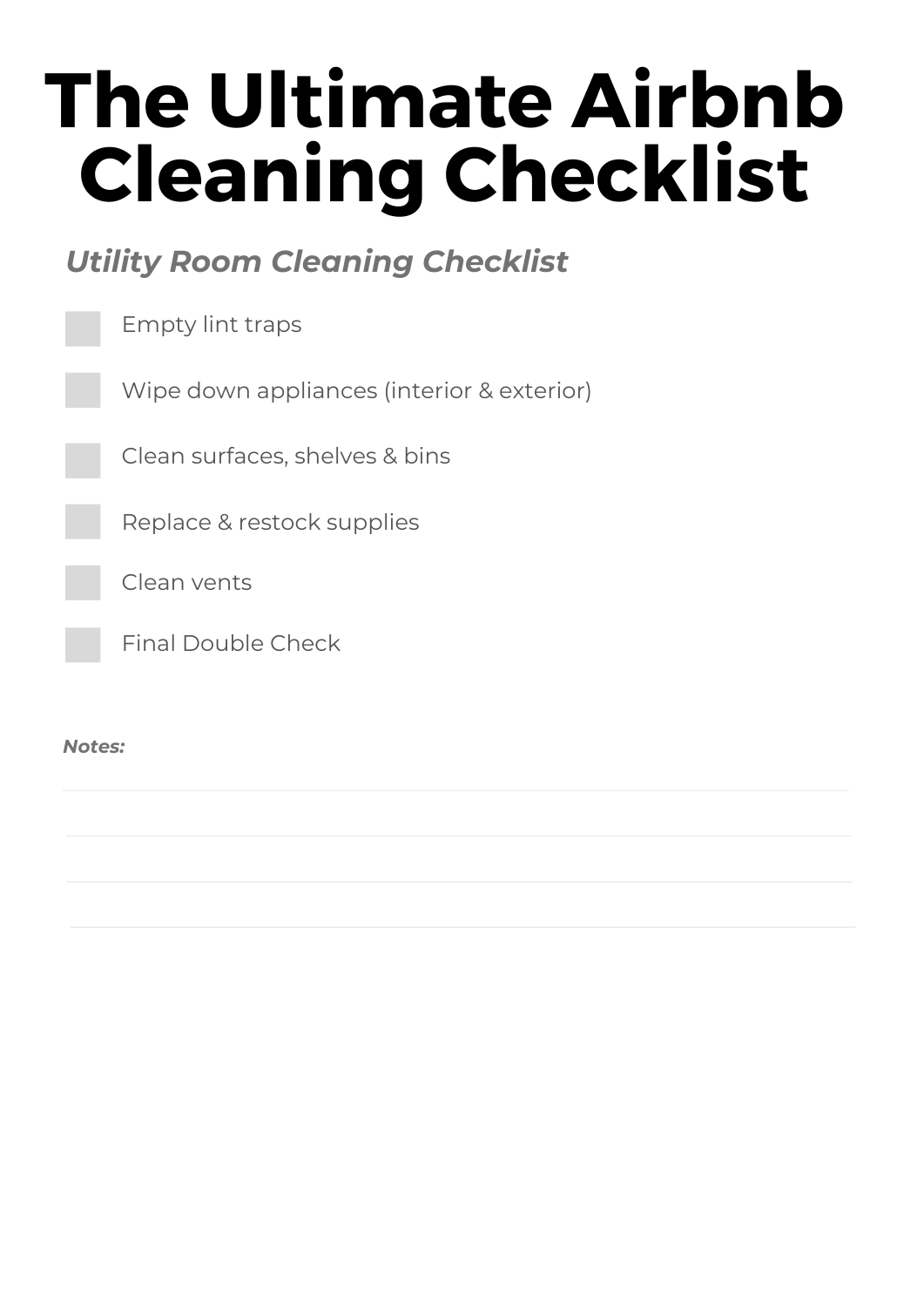# The Ultimate Airbnb Cleaning Checklist

## *Utility Room Cleaning Checklist*

- [ ] Empty lint traps
- [ ] Wipe down appliances (interior & exterior)
- [ ] Clean surfaces, shelves & bins
- [ ] Replace & restock supplies
- [ ] Clean vents
- [ ] Final Double Check

***Notes:***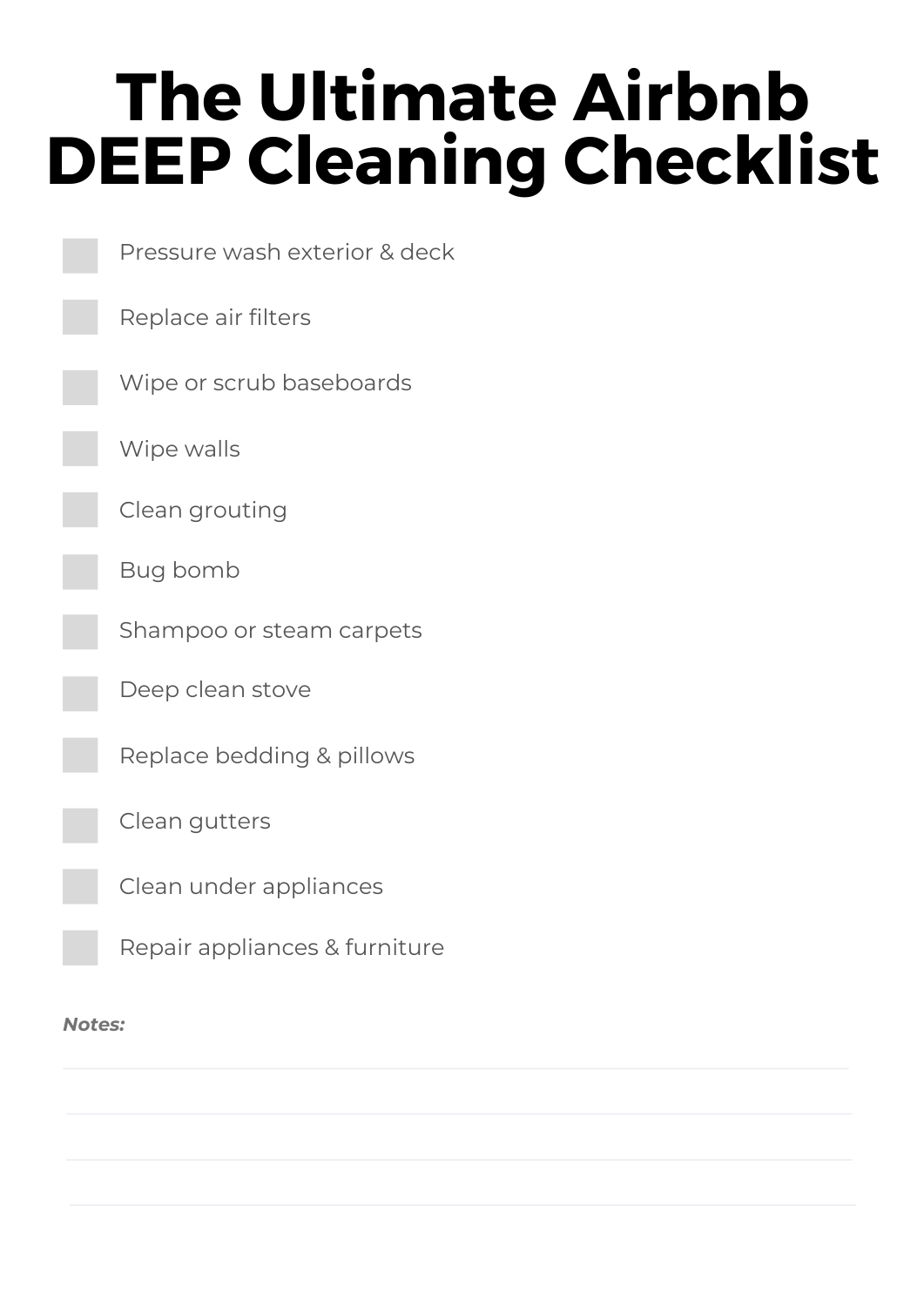# The Ultimate Airbnb DEEP Cleaning Checklist

- [ ] Pressure wash exterior & deck
- [ ] Replace air filters
- [ ] Wipe or scrub baseboards
- [ ] Wipe walls
- [ ] Clean grouting
- [ ] Bug bomb
- [ ] Shampoo or steam carpets
- [ ] Deep clean stove
- [ ] Replace bedding & pillows
- [ ] Clean gutters
- [ ] Clean under appliances
- [ ] Repair appliances & furniture

***Notes:***